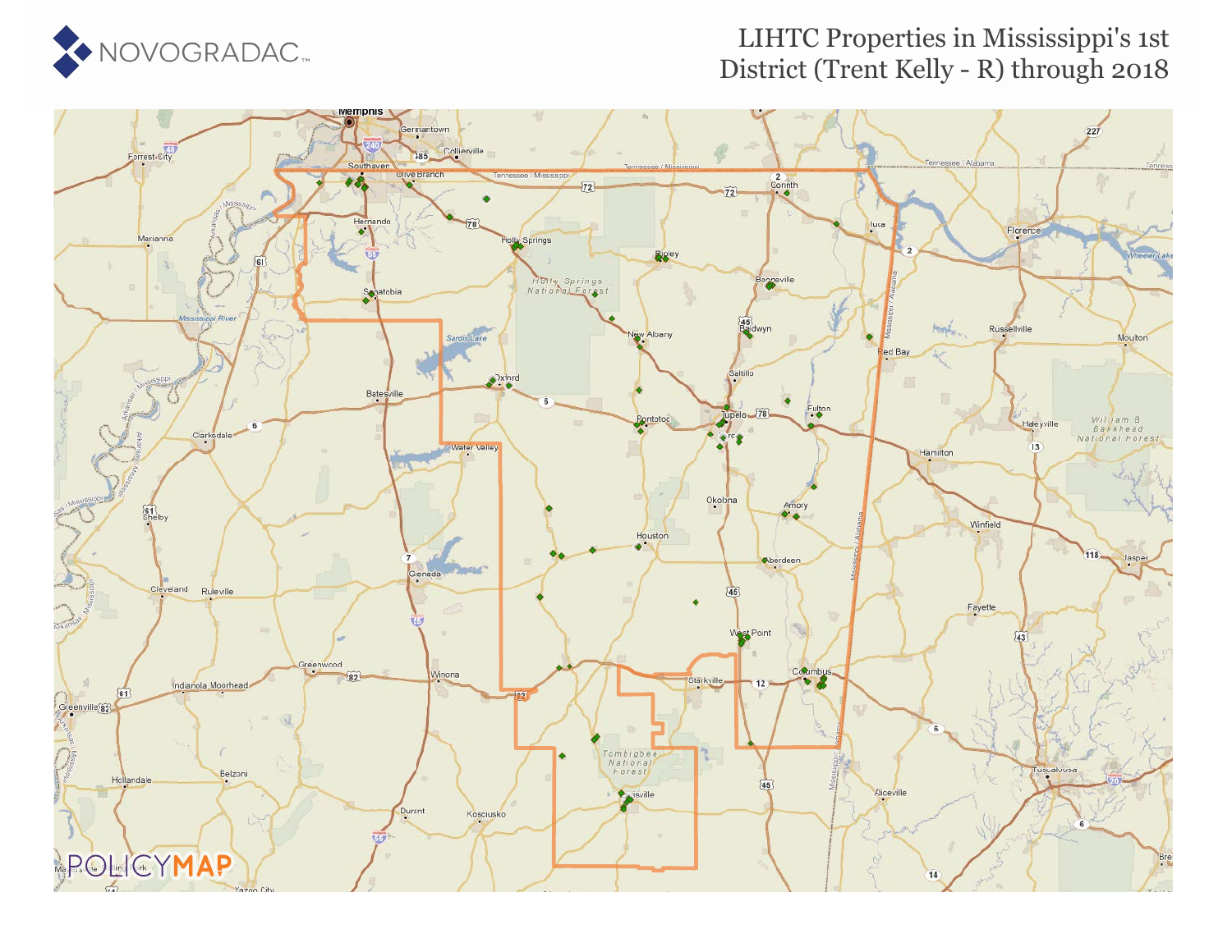NOVOGRADAC

# LIHTC Properties in Mississippi's 1st District (Trent Kelly - R) through 2018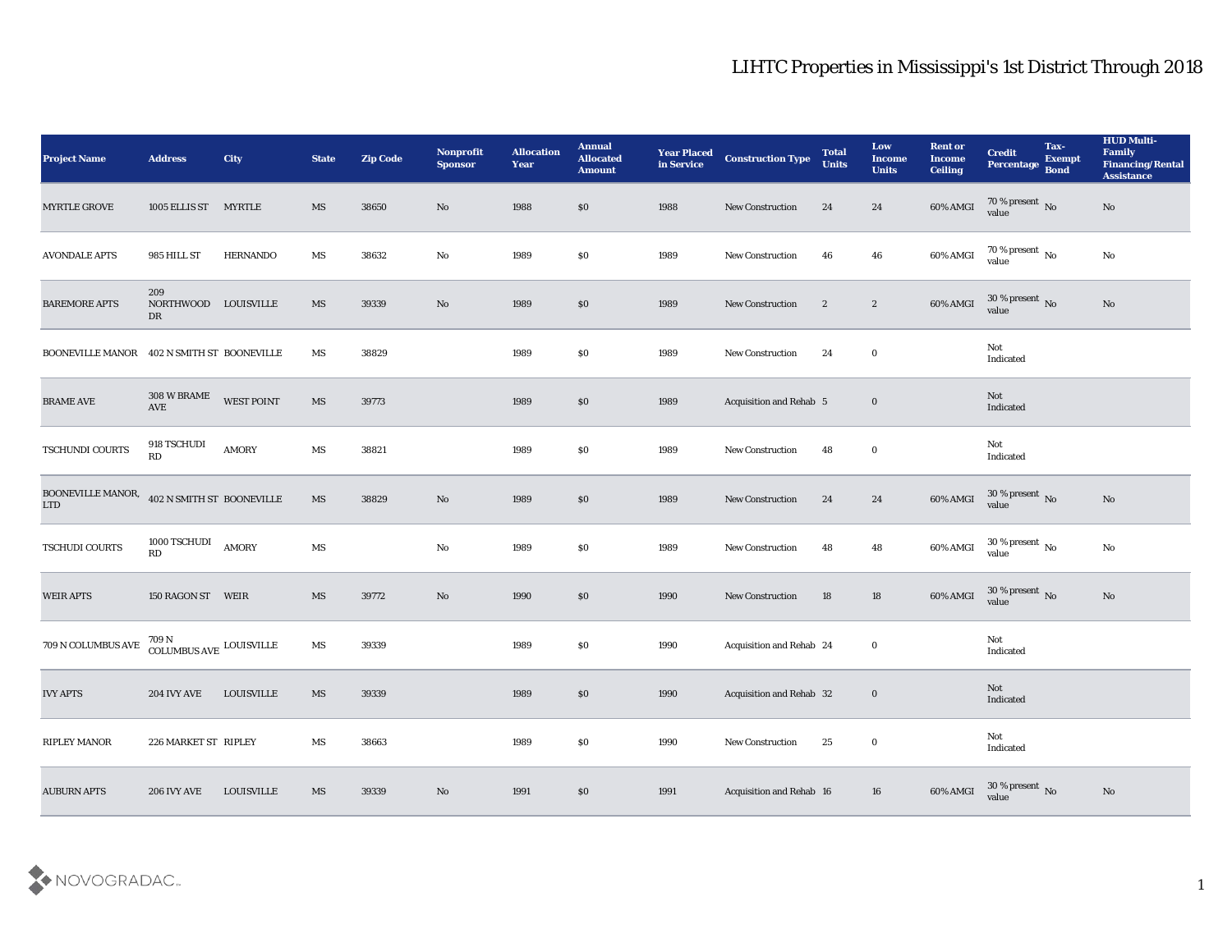# LIHTC Properties in Mississippi's 1st District Through 2018

| Project Name | Address | City | State | Zip Code | Nonprofit Sponsor | Allocation Year | Annual Allocated Amount | Year Placed in Service | Construction Type | Total Units | Low Income Units | Rent or Income Ceiling | Credit Percentage | Tax-Exempt Bond | HUD Multi-Family Financing/Rental Assistance |
|---|---|---|---|---|---|---|---|---|---|---|---|---|---|---|---|
| MYRTLE GROVE | 1005 ELLIS ST | MYRTLE | MS | 38650 | No | 1988 | $0 | 1988 | New Construction | 24 | 24 | 60% AMGI | 70 % present value | No | No |
| AVONDALE APTS | 985 HILL ST | HERNANDO | MS | 38632 | No | 1989 | $0 | 1989 | New Construction | 46 | 46 | 60% AMGI | 70 % present value | No | No |
| BAREMORE APTS | 209 NORTHWOOD DR | LOUISVILLE | MS | 39339 | No | 1989 | $0 | 1989 | New Construction | 2 | 2 | 60% AMGI | 30 % present value | No | No |
| BOONEVILLE MANOR | 402 N SMITH ST | BOONEVILLE | MS | 38829 | | 1989 | $0 | 1989 | New Construction | 24 | 0 | | Not Indicated | | |
| BRAME AVE | 308 W BRAME AVE | WEST POINT | MS | 39773 | | 1989 | $0 | 1989 | Acquisition and Rehab | 5 | 0 | | Not Indicated | | |
| TSCHUNDI COURTS | 918 TSCHUDI RD | AMORY | MS | 38821 | | 1989 | $0 | 1989 | New Construction | 48 | 0 | | Not Indicated | | |
| BOONEVILLE MANOR, LTD | 402 N SMITH ST | BOONEVILLE | MS | 38829 | No | 1989 | $0 | 1989 | New Construction | 24 | 24 | 60% AMGI | 30 % present value | No | No |
| TSCHUDI COURTS | 1000 TSCHUDI RD | AMORY | MS | | No | 1989 | $0 | 1989 | New Construction | 48 | 48 | 60% AMGI | 30 % present value | No | No |
| WEIR APTS | 150 RAGON ST | WEIR | MS | 39772 | No | 1990 | $0 | 1990 | New Construction | 18 | 18 | 60% AMGI | 30 % present value | No | No |
| 709 N COLUMBUS AVE | 709 N COLUMBUS AVE | LOUISVILLE | MS | 39339 | | 1989 | $0 | 1990 | Acquisition and Rehab | 24 | 0 | | Not Indicated | | |
| IVY APTS | 204 IVY AVE | LOUISVILLE | MS | 39339 | | 1989 | $0 | 1990 | Acquisition and Rehab | 32 | 0 | | Not Indicated | | |
| RIPLEY MANOR | 226 MARKET ST | RIPLEY | MS | 38663 | | 1989 | $0 | 1990 | New Construction | 25 | 0 | | Not Indicated | | |
| AUBURN APTS | 206 IVY AVE | LOUISVILLE | MS | 39339 | No | 1991 | $0 | 1991 | Acquisition and Rehab | 16 | 16 | 60% AMGI | 30 % present value | No | No |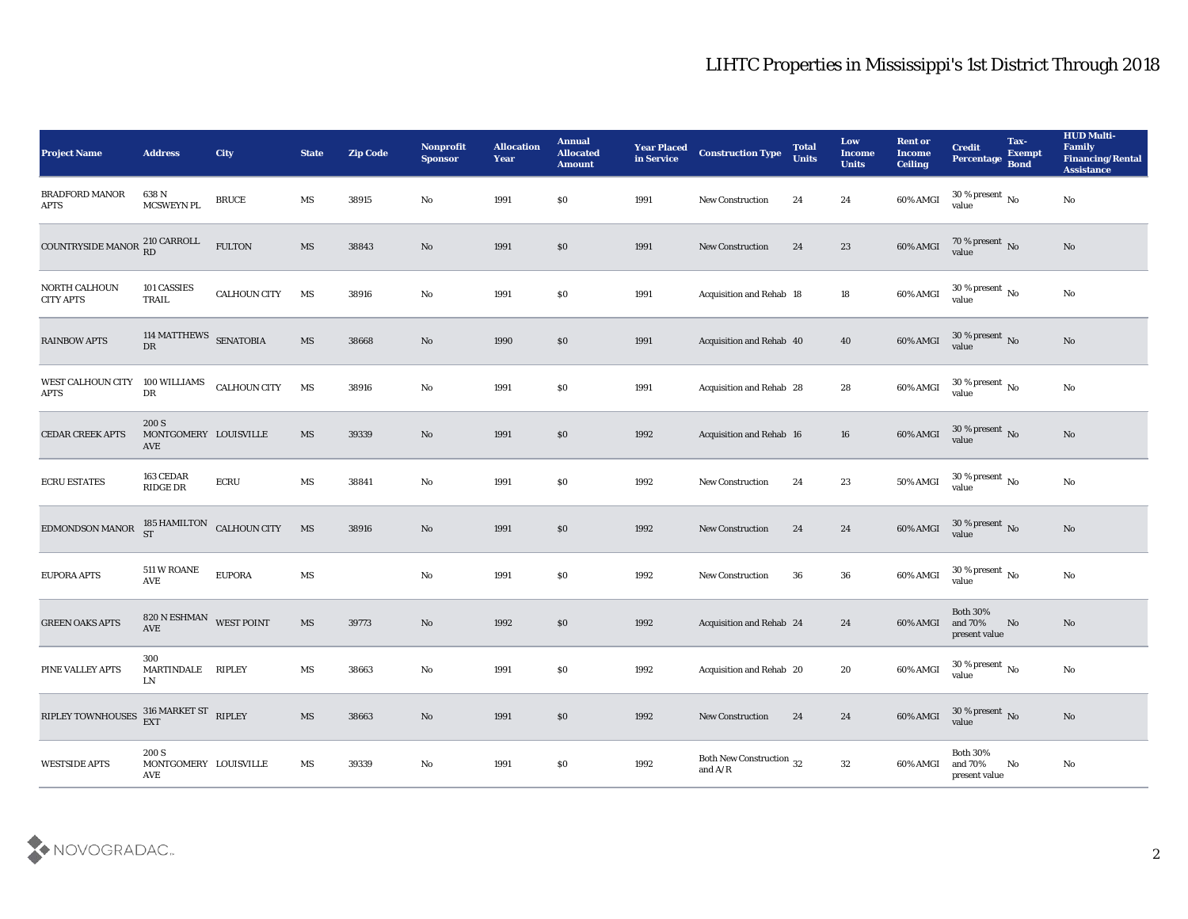# LIHTC Properties in Mississippi's 1st District Through 2018

| Project Name | Address | City | State | Zip Code | Nonprofit Sponsor | Allocation Year | Annual Allocated Amount | Year Placed in Service | Construction Type | Total Units | Low Income Units | Rent or Income Ceiling | Credit Percentage | Tax-Exempt Bond | HUD Multi-Family Financing/Rental Assistance |
|---|---|---|---|---|---|---|---|---|---|---|---|---|---|---|---|
| BRADFORD MANOR APTS | 638 N MCSWEYN PL | BRUCE | MS | 38915 | No | 1991 | $0 | 1991 | New Construction | 24 | 24 | 60% AMGI | 30 % present value | No | No |
| COUNTRYSIDE MANOR | 210 CARROLL RD | FULTON | MS | 38843 | No | 1991 | $0 | 1991 | New Construction | 24 | 23 | 60% AMGI | 70 % present value | No | No |
| NORTH CALHOUN CITY APTS | 101 CASSIES TRAIL | CALHOUN CITY | MS | 38916 | No | 1991 | $0 | 1991 | Acquisition and Rehab | 18 | 18 | 60% AMGI | 30 % present value | No | No |
| RAINBOW APTS | 114 MATTHEWS DR | SENATOBIA | MS | 38668 | No | 1990 | $0 | 1991 | Acquisition and Rehab | 40 | 40 | 60% AMGI | 30 % present value | No | No |
| WEST CALHOUN CITY APTS | 100 WILLIAMS DR | CALHOUN CITY | MS | 38916 | No | 1991 | $0 | 1991 | Acquisition and Rehab | 28 | 28 | 60% AMGI | 30 % present value | No | No |
| CEDAR CREEK APTS | 200 S MONTGOMERY AVE | LOUISVILLE | MS | 39339 | No | 1991 | $0 | 1992 | Acquisition and Rehab | 16 | 16 | 60% AMGI | 30 % present value | No | No |
| ECRU ESTATES | 163 CEDAR RIDGE DR | ECRU | MS | 38841 | No | 1991 | $0 | 1992 | New Construction | 24 | 23 | 50% AMGI | 30 % present value | No | No |
| EDMONDSON MANOR | 185 HAMILTON ST | CALHOUN CITY | MS | 38916 | No | 1991 | $0 | 1992 | New Construction | 24 | 24 | 60% AMGI | 30 % present value | No | No |
| EUPORA APTS | 511 W ROANE AVE | EUPORA | MS | | No | 1991 | $0 | 1992 | New Construction | 36 | 36 | 60% AMGI | 30 % present value | No | No |
| GREEN OAKS APTS | 820 N ESHMAN AVE | WEST POINT | MS | 39773 | No | 1992 | $0 | 1992 | Acquisition and Rehab | 24 | 24 | 60% AMGI | Both 30% and 70% present value | No | No |
| PINE VALLEY APTS | 300 MARTINDALE LN | RIPLEY | MS | 38663 | No | 1991 | $0 | 1992 | Acquisition and Rehab | 20 | 20 | 60% AMGI | 30 % present value | No | No |
| RIPLEY TOWNHOUSES | 316 MARKET ST EXT | RIPLEY | MS | 38663 | No | 1991 | $0 | 1992 | New Construction | 24 | 24 | 60% AMGI | 30 % present value | No | No |
| WESTSIDE APTS | 200 S MONTGOMERY AVE | LOUISVILLE | MS | 39339 | No | 1991 | $0 | 1992 | Both New Construction and A/R | 32 | 32 | 60% AMGI | Both 30% and 70% present value | No | No |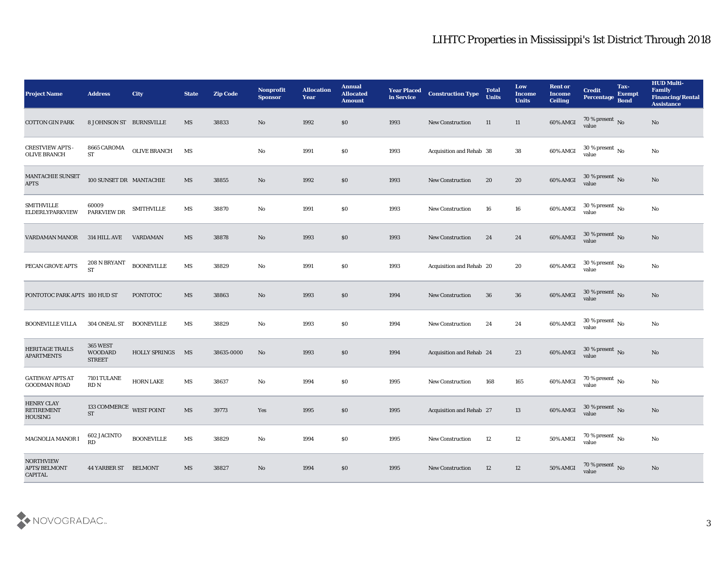| Project Name | Address | City | State | Zip Code | Nonprofit Sponsor | Allocation Year | Annual Allocated Amount | Year Placed in Service | Construction Type | Total Units | Low Income Units | Rent or Income Ceiling | Credit Percentage | Tax-Exempt Bond | HUD Multi-Family Financing/Rental Assistance |
|---|---|---|---|---|---|---|---|---|---|---|---|---|---|---|---|
| COTTON GIN PARK | 8 JOHNSON ST | BURNSVILLE | MS | 38833 | No | 1992 | $0 | 1993 | New Construction | 11 | 11 | 60% AMGI | 70 % present value | No | No |
| CRESTVIEW APTS - OLIVE BRANCH | 8665 CAROMA ST | OLIVE BRANCH | MS | | No | 1991 | $0 | 1993 | Acquisition and Rehab | 38 | 38 | 60% AMGI | 30 % present value | No | No |
| MANTACHIE SUNSET APTS | 100 SUNSET DR | MANTACHIE | MS | 38855 | No | 1992 | $0 | 1993 | New Construction | 20 | 20 | 60% AMGI | 30 % present value | No | No |
| SMITHVILLE ELDERLYPARKVIEW | 60009 PARKVIEW DR | SMITHVILLE | MS | 38870 | No | 1991 | $0 | 1993 | New Construction | 16 | 16 | 60% AMGI | 30 % present value | No | No |
| VARDAMAN MANOR | 314 HILL AVE | VARDAMAN | MS | 38878 | No | 1993 | $0 | 1993 | New Construction | 24 | 24 | 60% AMGI | 30 % present value | No | No |
| PECAN GROVE APTS | 208 N BRYANT ST | BOONEVILLE | MS | 38829 | No | 1991 | $0 | 1993 | Acquisition and Rehab | 20 | 20 | 60% AMGI | 30 % present value | No | No |
| PONTOTOC PARK APTS | 180 HUD ST | PONTOTOC | MS | 38863 | No | 1993 | $0 | 1994 | New Construction | 36 | 36 | 60% AMGI | 30 % present value | No | No |
| BOONEVILLE VILLA | 304 ONEAL ST | BOONEVILLE | MS | 38829 | No | 1993 | $0 | 1994 | New Construction | 24 | 24 | 60% AMGI | 30 % present value | No | No |
| HERITAGE TRAILS APARTMENTS | 365 WEST WOODARD STREET | HOLLY SPRINGS | MS | 38635-0000 | No | 1993 | $0 | 1994 | Acquisition and Rehab | 24 | 23 | 60% AMGI | 30 % present value | No | No |
| GATEWAY APTS AT GOODMAN ROAD | 7101 TULANE RD N | HORN LAKE | MS | 38637 | No | 1994 | $0 | 1995 | New Construction | 168 | 165 | 60% AMGI | 70 % present value | No | No |
| HENRY CLAY RETIREMENT HOUSING | 133 COMMERCE ST | WEST POINT | MS | 39773 | Yes | 1995 | $0 | 1995 | Acquisition and Rehab | 27 | 13 | 60% AMGI | 30 % present value | No | No |
| MAGNOLIA MANOR I | 602 JACINTO RD | BOONEVILLE | MS | 38829 | No | 1994 | $0 | 1995 | New Construction | 12 | 12 | 50% AMGI | 70 % present value | No | No |
| NORTHVIEW APTS/BELMONT CAPITAL | 44 YARBER ST | BELMONT | MS | 38827 | No | 1994 | $0 | 1995 | New Construction | 12 | 12 | 50% AMGI | 70 % present value | No | No |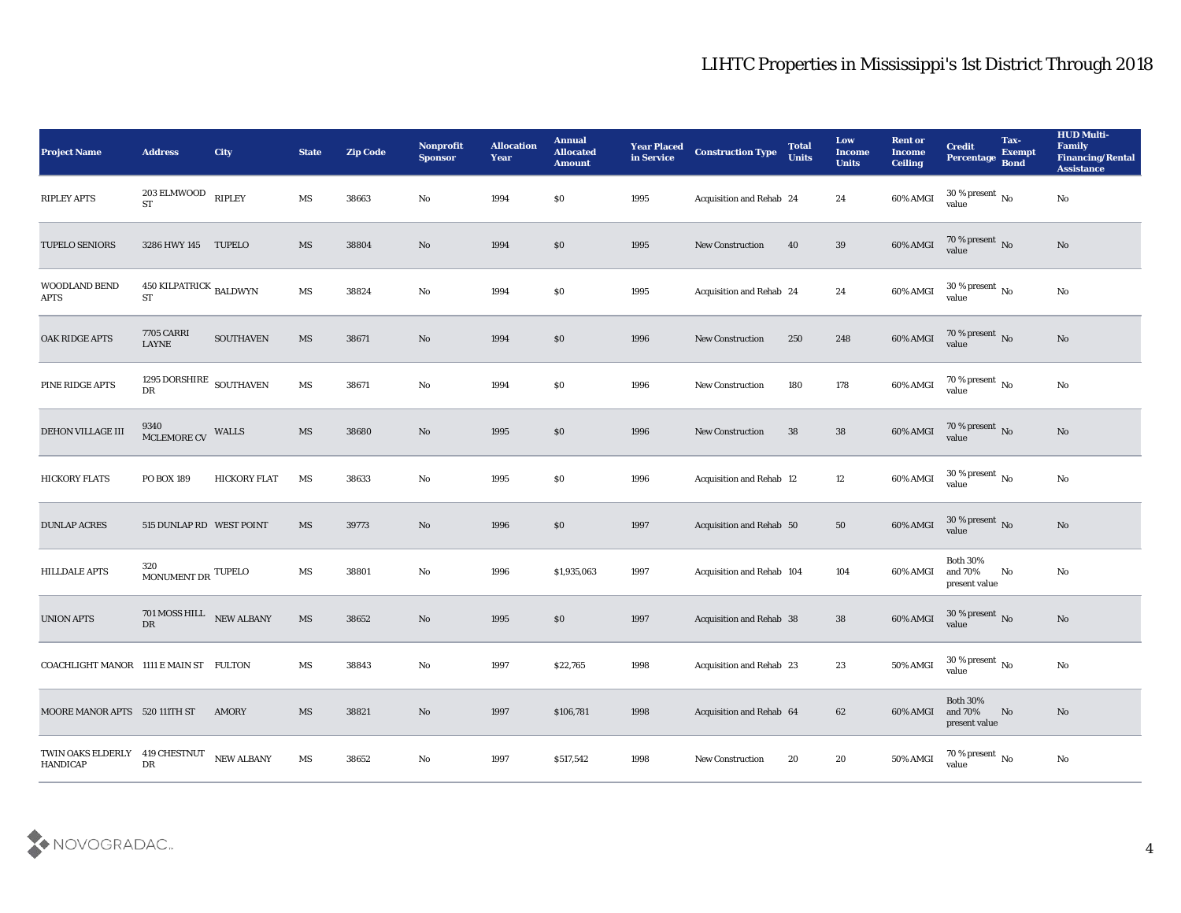# LIHTC Properties in Mississippi's 1st District Through 2018

| Project Name | Address | City | State | Zip Code | Nonprofit Sponsor | Allocation Year | Annual Allocated Amount | Year Placed in Service | Construction Type | Total Units | Low Income Units | Rent or Income Ceiling | Credit Percentage | Tax-Exempt Bond | HUD Multi-Family Financing/Rental Assistance |
|---|---|---|---|---|---|---|---|---|---|---|---|---|---|---|---|
| RIPLEY APTS | 203 ELMWOOD ST | RIPLEY | MS | 38663 | No | 1994 | $0 | 1995 | Acquisition and Rehab | 24 | 24 | 60% AMGI | 30 % present value | No | No |
| TUPELO SENIORS | 3286 HWY 145 | TUPELO | MS | 38804 | No | 1994 | $0 | 1995 | New Construction | 40 | 39 | 60% AMGI | 70 % present value | No | No |
| WOODLAND BEND APTS | 450 KILPATRICK ST | BALDWYN | MS | 38824 | No | 1994 | $0 | 1995 | Acquisition and Rehab | 24 | 24 | 60% AMGI | 30 % present value | No | No |
| OAK RIDGE APTS | 7705 CARRI LAYNE | SOUTHAVEN | MS | 38671 | No | 1994 | $0 | 1996 | New Construction | 250 | 248 | 60% AMGI | 70 % present value | No | No |
| PINE RIDGE APTS | 1295 DORSHIRE DR | SOUTHAVEN | MS | 38671 | No | 1994 | $0 | 1996 | New Construction | 180 | 178 | 60% AMGI | 70 % present value | No | No |
| DEHON VILLAGE III | 9340 MCLEMORE CV | WALLS | MS | 38680 | No | 1995 | $0 | 1996 | New Construction | 38 | 38 | 60% AMGI | 70 % present value | No | No |
| HICKORY FLATS | PO BOX 189 | HICKORY FLAT | MS | 38633 | No | 1995 | $0 | 1996 | Acquisition and Rehab | 12 | 12 | 60% AMGI | 30 % present value | No | No |
| DUNLAP ACRES | 515 DUNLAP RD | WEST POINT | MS | 39773 | No | 1996 | $0 | 1997 | Acquisition and Rehab | 50 | 50 | 60% AMGI | 30 % present value | No | No |
| HILLDALE APTS | 320 MONUMENT DR | TUPELO | MS | 38801 | No | 1996 | $1,935,063 | 1997 | Acquisition and Rehab | 104 | 104 | 60% AMGI | Both 30% and 70% present value | No | No |
| UNION APTS | 701 MOSS HILL DR | NEW ALBANY | MS | 38652 | No | 1995 | $0 | 1997 | Acquisition and Rehab | 38 | 38 | 60% AMGI | 30 % present value | No | No |
| COACHLIGHT MANOR | 1111 E MAIN ST | FULTON | MS | 38843 | No | 1997 | $22,765 | 1998 | Acquisition and Rehab | 23 | 23 | 50% AMGI | 30 % present value | No | No |
| MOORE MANOR APTS | 520 111TH ST | AMORY | MS | 38821 | No | 1997 | $106,781 | 1998 | Acquisition and Rehab | 64 | 62 | 60% AMGI | Both 30% and 70% present value | No | No |
| TWIN OAKS ELDERLY HANDICAP | 419 CHESTNUT DR | NEW ALBANY | MS | 38652 | No | 1997 | $517,542 | 1998 | New Construction | 20 | 20 | 50% AMGI | 70 % present value | No | No |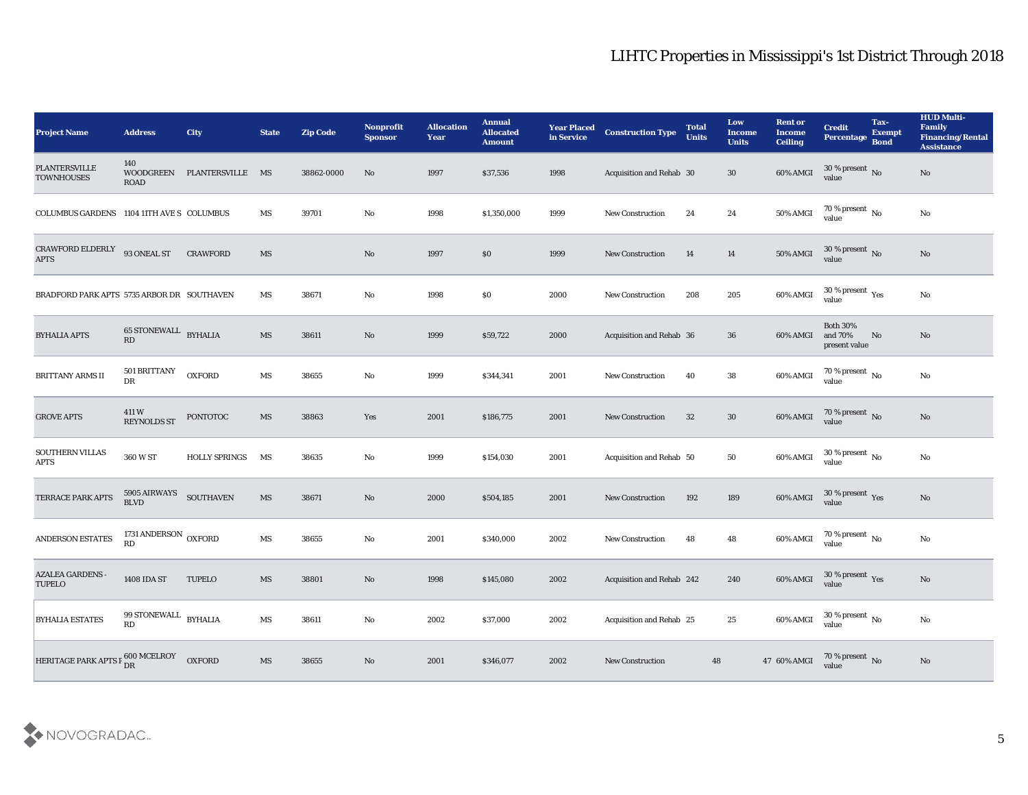## LIHTC Properties in Mississippi's 1st District Through 2018

| Project Name | Address | City | State | Zip Code | Nonprofit Sponsor | Allocation Year | Annual Allocated Amount | Year Placed in Service | Construction Type | Total Units | Low Income Units | Rent or Income Ceiling | Credit Percentage | Tax-Exempt Bond | HUD Multi-Family Financing/Rental Assistance |
|---|---|---|---|---|---|---|---|---|---|---|---|---|---|---|---|
| PLANTERSVILLE TOWNHOUSES | 140 WOODGREEN ROAD | PLANTERSVILLE | MS | 38862-0000 | No | 1997 | $37,536 | 1998 | Acquisition and Rehab | 30 | 30 | 60% AMGI | 30 % present value | No | No |
| COLUMBUS GARDENS | 1104 11TH AVE S | COLUMBUS | MS | 39701 | No | 1998 | $1,350,000 | 1999 | New Construction | 24 | 24 | 50% AMGI | 70 % present value | No | No |
| CRAWFORD ELDERLY APTS | 93 ONEAL ST | CRAWFORD | MS | | No | 1997 | $0 | 1999 | New Construction | 14 | 14 | 50% AMGI | 30 % present value | No | No |
| BRADFORD PARK APTS | 5735 ARBOR DR | SOUTHAVEN | MS | 38671 | No | 1998 | $0 | 2000 | New Construction | 208 | 205 | 60% AMGI | 30 % present value | Yes | No |
| BYHALIA APTS | 65 STONEWALL RD | BYHALIA | MS | 38611 | No | 1999 | $59,722 | 2000 | Acquisition and Rehab | 36 | 36 | 60% AMGI | Both 30% and 70% present value | No | No |
| BRITTANY ARMS II | 501 BRITTANY DR | OXFORD | MS | 38655 | No | 1999 | $344,341 | 2001 | New Construction | 40 | 38 | 60% AMGI | 70 % present value | No | No |
| GROVE APTS | 411 W REYNOLDS ST | PONTOTOC | MS | 38863 | Yes | 2001 | $186,775 | 2001 | New Construction | 32 | 30 | 60% AMGI | 70 % present value | No | No |
| SOUTHERN VILLAS APTS | 360 W ST | HOLLY SPRINGS | MS | 38635 | No | 1999 | $154,030 | 2001 | Acquisition and Rehab | 50 | 50 | 60% AMGI | 30 % present value | No | No |
| TERRACE PARK APTS | 5905 AIRWAYS BLVD | SOUTHAVEN | MS | 38671 | No | 2000 | $504,185 | 2001 | New Construction | 192 | 189 | 60% AMGI | 30 % present value | Yes | No |
| ANDERSON ESTATES | 1731 ANDERSON RD | OXFORD | MS | 38655 | No | 2001 | $340,000 | 2002 | New Construction | 48 | 48 | 60% AMGI | 70 % present value | No | No |
| AZALEA GARDENS - TUPELO | 1408 IDA ST | TUPELO | MS | 38801 | No | 1998 | $145,080 | 2002 | Acquisition and Rehab | 242 | 240 | 60% AMGI | 30 % present value | Yes | No |
| BYHALIA ESTATES | 99 STONEWALL RD | BYHALIA | MS | 38611 | No | 2002 | $37,000 | 2002 | Acquisition and Rehab | 25 | 25 | 60% AMGI | 30 % present value | No | No |
| HERITAGE PARK APTS F | 600 MCELROY DR | OXFORD | MS | 38655 | No | 2001 | $346,077 | 2002 | New Construction | 48 | 47 | 60% AMGI | 70 % present value | No | No |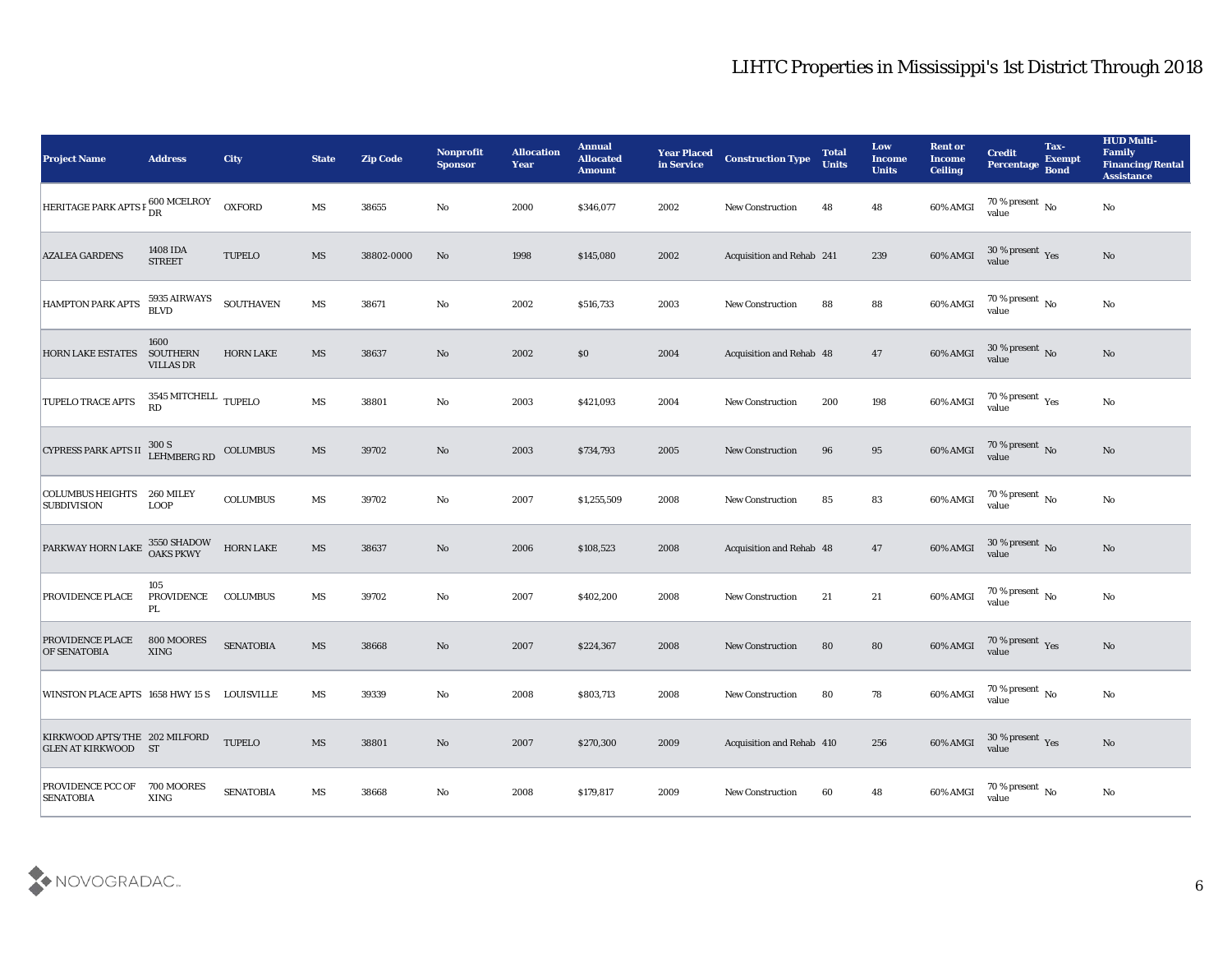# LIHTC Properties in Mississippi's 1st District Through 2018

| Project Name | Address | City | State | Zip Code | Nonprofit Sponsor | Allocation Year | Annual Allocated Amount | Year Placed in Service | Construction Type | Total Units | Low Income Units | Rent or Income Ceiling | Credit Percentage | Tax-Exempt Bond | HUD Multi-Family Financing/Rental Assistance |
|---|---|---|---|---|---|---|---|---|---|---|---|---|---|---|---|
| HERITAGE PARK APTS F | 600 MCELROY DR | OXFORD | MS | 38655 | No | 2000 | $346,077 | 2002 | New Construction | 48 | 48 | 60% AMGI | 70 % present value | No | No |
| AZALEA GARDENS | 1408 IDA STREET | TUPELO | MS | 38802-0000 | No | 1998 | $145,080 | 2002 | Acquisition and Rehab | 241 | 239 | 60% AMGI | 30 % present value | Yes | No |
| HAMPTON PARK APTS | 5935 AIRWAYS BLVD | SOUTHAVEN | MS | 38671 | No | 2002 | $516,733 | 2003 | New Construction | 88 | 88 | 60% AMGI | 70 % present value | No | No |
| HORN LAKE ESTATES | 1600 SOUTHERN VILLAS DR | HORN LAKE | MS | 38637 | No | 2002 | $0 | 2004 | Acquisition and Rehab | 48 | 47 | 60% AMGI | 30 % present value | No | No |
| TUPELO TRACE APTS | 3545 MITCHELL RD | TUPELO | MS | 38801 | No | 2003 | $421,093 | 2004 | New Construction | 200 | 198 | 60% AMGI | 70 % present value | Yes | No |
| CYPRESS PARK APTS II | 300 S LEHMBERG RD | COLUMBUS | MS | 39702 | No | 2003 | $734,793 | 2005 | New Construction | 96 | 95 | 60% AMGI | 70 % present value | No | No |
| COLUMBUS HEIGHTS SUBDIVISION | 260 MILEY LOOP | COLUMBUS | MS | 39702 | No | 2007 | $1,255,509 | 2008 | New Construction | 85 | 83 | 60% AMGI | 70 % present value | No | No |
| PARKWAY HORN LAKE | 3550 SHADOW OAKS PKWY | HORN LAKE | MS | 38637 | No | 2006 | $108,523 | 2008 | Acquisition and Rehab | 48 | 47 | 60% AMGI | 30 % present value | No | No |
| PROVIDENCE PLACE | 105 PROVIDENCE PL | COLUMBUS | MS | 39702 | No | 2007 | $402,200 | 2008 | New Construction | 21 | 21 | 60% AMGI | 70 % present value | No | No |
| PROVIDENCE PLACE OF SENATOBIA | 800 MOORES XING | SENATOBIA | MS | 38668 | No | 2007 | $224,367 | 2008 | New Construction | 80 | 80 | 60% AMGI | 70 % present value | Yes | No |
| WINSTON PLACE APTS | 1658 HWY 15 S | LOUISVILLE | MS | 39339 | No | 2008 | $803,713 | 2008 | New Construction | 80 | 78 | 60% AMGI | 70 % present value | No | No |
| KIRKWOOD APTS/THE GLEN AT KIRKWOOD | 202 MILFORD ST | TUPELO | MS | 38801 | No | 2007 | $270,300 | 2009 | Acquisition and Rehab | 410 | 256 | 60% AMGI | 30 % present value | Yes | No |
| PROVIDENCE PCC OF SENATOBIA | 700 MOORES XING | SENATOBIA | MS | 38668 | No | 2008 | $179,817 | 2009 | New Construction | 60 | 48 | 60% AMGI | 70 % present value | No | No |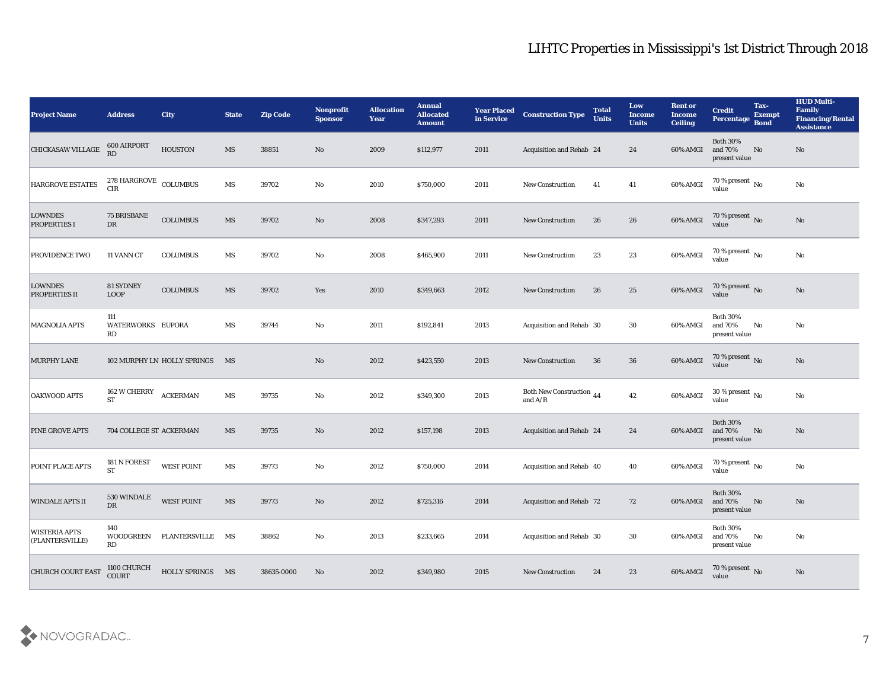# LIHTC Properties in Mississippi's 1st District Through 2018

| Project Name | Address | City | State | Zip Code | Nonprofit Sponsor | Allocation Year | Annual Allocated Amount | Year Placed in Service | Construction Type | Total Units | Low Income Units | Rent or Income Ceiling | Credit Percentage | Tax-Exempt Bond | HUD Multi-Family Financing/Rental Assistance |
|---|---|---|---|---|---|---|---|---|---|---|---|---|---|---|---|
| CHICKASAW VILLAGE | 600 AIRPORT RD | HOUSTON | MS | 38851 | No | 2009 | $112,977 | 2011 | Acquisition and Rehab | 24 | 24 | 60% AMGI | Both 30% and 70% present value | No | No |
| HARGROVE ESTATES | 278 HARGROVE CIR | COLUMBUS | MS | 39702 | No | 2010 | $750,000 | 2011 | New Construction | 41 | 41 | 60% AMGI | 70 % present value | No | No |
| LOWNDES PROPERTIES I | 75 BRISBANE DR | COLUMBUS | MS | 39702 | No | 2008 | $347,293 | 2011 | New Construction | 26 | 26 | 60% AMGI | 70 % present value | No | No |
| PROVIDENCE TWO | 11 VANN CT | COLUMBUS | MS | 39702 | No | 2008 | $465,900 | 2011 | New Construction | 23 | 23 | 60% AMGI | 70 % present value | No | No |
| LOWNDES PROPERTIES II | 81 SYDNEY LOOP | COLUMBUS | MS | 39702 | Yes | 2010 | $349,663 | 2012 | New Construction | 26 | 25 | 60% AMGI | 70 % present value | No | No |
| MAGNOLIA APTS | 111 WATERWORKS RD | EUPORA | MS | 39744 | No | 2011 | $192,841 | 2013 | Acquisition and Rehab | 30 | 30 | 60% AMGI | Both 30% and 70% present value | No | No |
| MURPHY LANE | 102 MURPHY LN | HOLLY SPRINGS | MS | | No | 2012 | $423,550 | 2013 | New Construction | 36 | 36 | 60% AMGI | 70 % present value | No | No |
| OAKWOOD APTS | 162 W CHERRY ST | ACKERMAN | MS | 39735 | No | 2012 | $349,300 | 2013 | Both New Construction and A/R | 44 | 42 | 60% AMGI | 30 % present value | No | No |
| PINE GROVE APTS | 704 COLLEGE ST | ACKERMAN | MS | 39735 | No | 2012 | $157,198 | 2013 | Acquisition and Rehab | 24 | 24 | 60% AMGI | Both 30% and 70% present value | No | No |
| POINT PLACE APTS | 181 N FOREST ST | WEST POINT | MS | 39773 | No | 2012 | $750,000 | 2014 | Acquisition and Rehab | 40 | 40 | 60% AMGI | 70 % present value | No | No |
| WINDALE APTS II | 530 WINDALE DR | WEST POINT | MS | 39773 | No | 2012 | $725,316 | 2014 | Acquisition and Rehab | 72 | 72 | 60% AMGI | Both 30% and 70% present value | No | No |
| WISTERIA APTS (PLANTERSVILLE) | 140 WOODGREEN RD | PLANTERSVILLE | MS | 38862 | No | 2013 | $233,665 | 2014 | Acquisition and Rehab | 30 | 30 | 60% AMGI | Both 30% and 70% present value | No | No |
| CHURCH COURT EAST | 1100 CHURCH COURT | HOLLY SPRINGS | MS | 38635-0000 | No | 2012 | $349,980 | 2015 | New Construction | 24 | 23 | 60% AMGI | 70 % present value | No | No |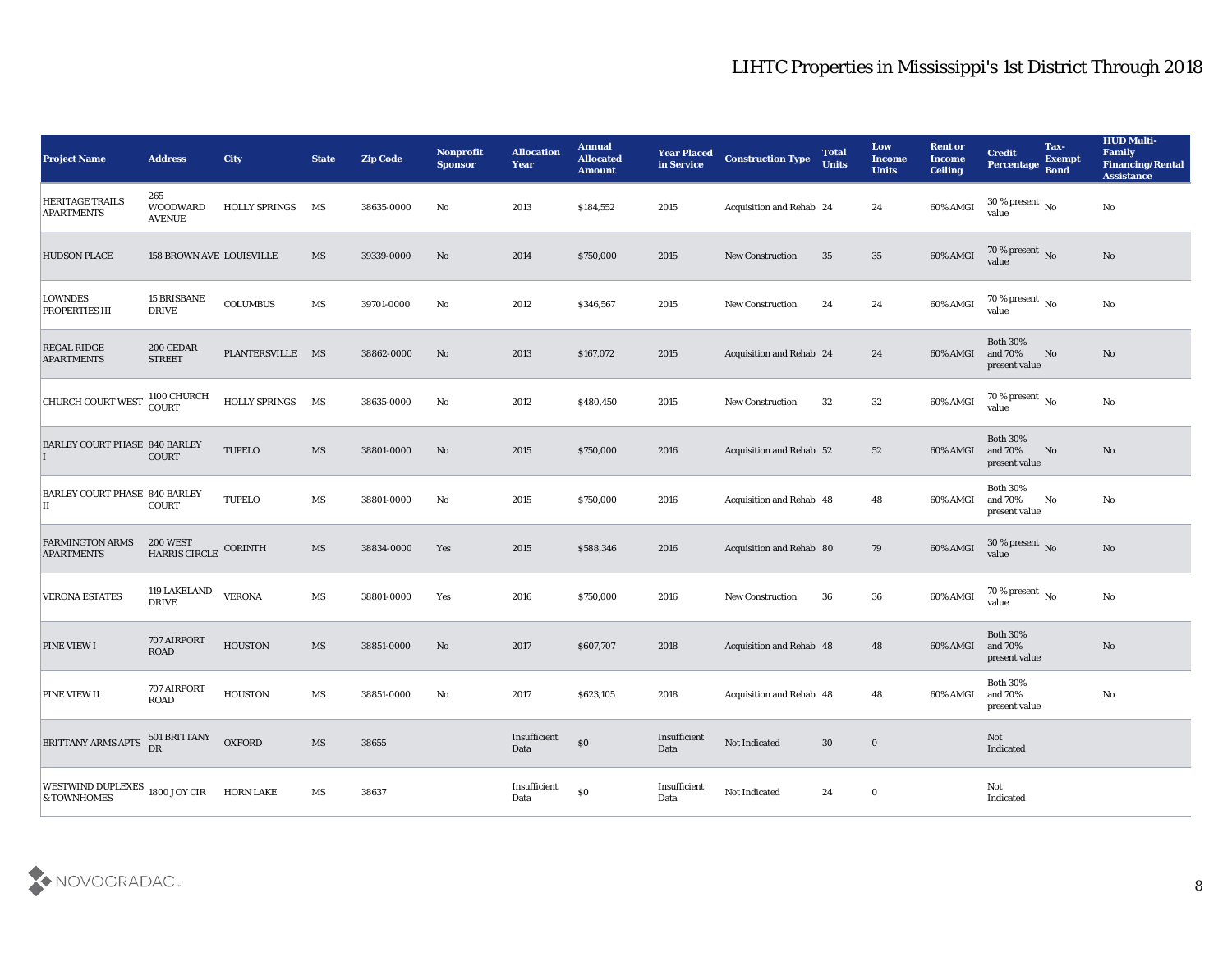# LIHTC Properties in Mississippi's 1st District Through 2018

| Project Name | Address | City | State | Zip Code | Nonprofit Sponsor | Allocation Year | Annual Allocated Amount | Year Placed in Service | Construction Type | Total Units | Low Income Units | Rent or Income Ceiling | Credit Percentage | Tax-Exempt Bond | HUD Multi-Family Financing/Rental Assistance |
|---|---|---|---|---|---|---|---|---|---|---|---|---|---|---|---|
| HERITAGE TRAILS APARTMENTS | 265 WOODWARD AVENUE | HOLLY SPRINGS | MS | 38635-0000 | No | 2013 | $184,552 | 2015 | Acquisition and Rehab | 24 | 24 | 60% AMGI | 30 % present value | No | No |
| HUDSON PLACE | 158 BROWN AVE | LOUISVILLE | MS | 39339-0000 | No | 2014 | $750,000 | 2015 | New Construction | 35 | 35 | 60% AMGI | 70 % present value | No | No |
| LOWNDES PROPERTIES III | 15 BRISBANE DRIVE | COLUMBUS | MS | 39701-0000 | No | 2012 | $346,567 | 2015 | New Construction | 24 | 24 | 60% AMGI | 70 % present value | No | No |
| REGAL RIDGE APARTMENTS | 200 CEDAR STREET | PLANTERSVILLE | MS | 38862-0000 | No | 2013 | $167,072 | 2015 | Acquisition and Rehab | 24 | 24 | 60% AMGI | Both 30% and 70% present value | No | No |
| CHURCH COURT WEST | 1100 CHURCH COURT | HOLLY SPRINGS | MS | 38635-0000 | No | 2012 | $480,450 | 2015 | New Construction | 32 | 32 | 60% AMGI | 70 % present value | No | No |
| BARLEY COURT PHASE I | 840 BARLEY COURT | TUPELO | MS | 38801-0000 | No | 2015 | $750,000 | 2016 | Acquisition and Rehab | 52 | 52 | 60% AMGI | Both 30% and 70% present value | No | No |
| BARLEY COURT PHASE II | 840 BARLEY COURT | TUPELO | MS | 38801-0000 | No | 2015 | $750,000 | 2016 | Acquisition and Rehab | 48 | 48 | 60% AMGI | Both 30% and 70% present value | No | No |
| FARMINGTON ARMS APARTMENTS | 200 WEST HARRIS CIRCLE | CORINTH | MS | 38834-0000 | Yes | 2015 | $588,346 | 2016 | Acquisition and Rehab | 80 | 79 | 60% AMGI | 30 % present value | No | No |
| VERONA ESTATES | 119 LAKELAND DRIVE | VERONA | MS | 38801-0000 | Yes | 2016 | $750,000 | 2016 | New Construction | 36 | 36 | 60% AMGI | 70 % present value | No | No |
| PINE VIEW I | 707 AIRPORT ROAD | HOUSTON | MS | 38851-0000 | No | 2017 | $607,707 | 2018 | Acquisition and Rehab | 48 | 48 | 60% AMGI | Both 30% and 70% present value | | No |
| PINE VIEW II | 707 AIRPORT ROAD | HOUSTON | MS | 38851-0000 | No | 2017 | $623,105 | 2018 | Acquisition and Rehab | 48 | 48 | 60% AMGI | Both 30% and 70% present value | | No |
| BRITTANY ARMS APTS | 501 BRITTANY DR | OXFORD | MS | 38655 | | Insufficient Data | $0 | Insufficient Data | Not Indicated | 30 | 0 | | Not Indicated | | |
| WESTWIND DUPLEXES & TOWNHOMES | 1800 JOY CIR | HORN LAKE | MS | 38637 | | Insufficient Data | $0 | Insufficient Data | Not Indicated | 24 | 0 | | Not Indicated | | |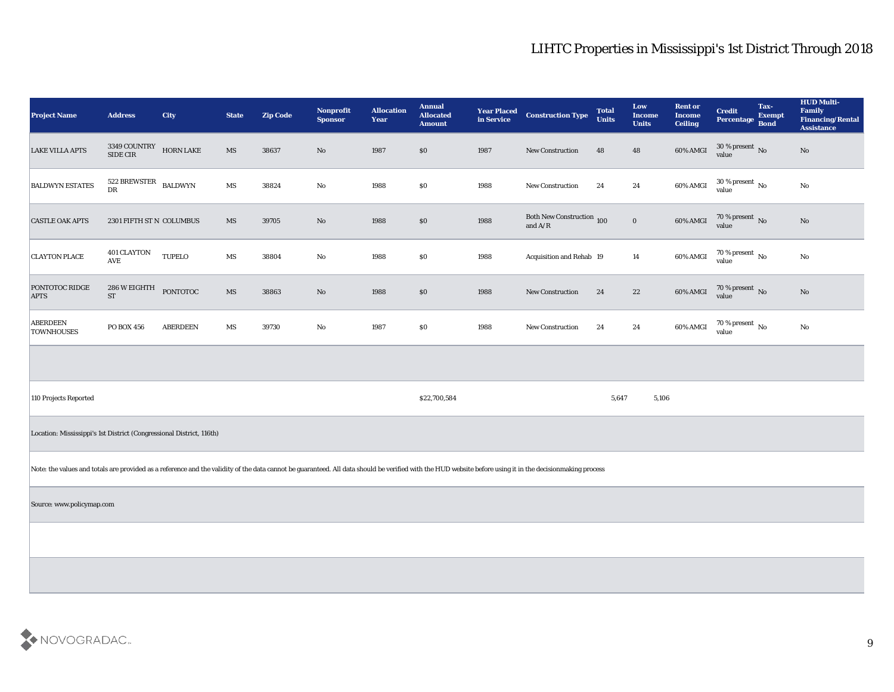# LIHTC Properties in Mississippi's 1st District Through 2018

| Project Name | Address | City | State | Zip Code | Nonprofit Sponsor | Allocation Year | Annual Allocated Amount | Year Placed in Service | Construction Type | Total Units | Low Income Units | Rent or Income Ceiling | Credit Percentage | Tax-Exempt Bond | HUD Multi-Family Financing/Rental Assistance |
|---|---|---|---|---|---|---|---|---|---|---|---|---|---|---|---|
| LAKE VILLA APTS | 3349 COUNTRY SIDE CIR | HORN LAKE | MS | 38637 | No | 1987 | $0 | 1987 | New Construction | 48 | 48 | 60% AMGI | 30 % present value | No | No |
| BALDWYN ESTATES | 522 BREWSTER DR | BALDWYN | MS | 38824 | No | 1988 | $0 | 1988 | New Construction | 24 | 24 | 60% AMGI | 30 % present value | No | No |
| CASTLE OAK APTS | 2301 FIFTH ST N | COLUMBUS | MS | 39705 | No | 1988 | $0 | 1988 | Both New Construction and A/R | 100 | 0 | 60% AMGI | 70 % present value | No | No |
| CLAYTON PLACE | 401 CLAYTON AVE | TUPELO | MS | 38804 | No | 1988 | $0 | 1988 | Acquisition and Rehab | 19 | 14 | 60% AMGI | 70 % present value | No | No |
| PONTOTOC RIDGE APTS | 286 W EIGHTH ST | PONTOTOC | MS | 38863 | No | 1988 | $0 | 1988 | New Construction | 24 | 22 | 60% AMGI | 70 % present value | No | No |
| ABERDEEN TOWNHOUSES | PO BOX 456 | ABERDEEN | MS | 39730 | No | 1987 | $0 | 1988 | New Construction | 24 | 24 | 60% AMGI | 70 % present value | No | No |
| | | | | | | | | | | | | | | | |
| 110 Projects Reported | | | | | | | $22,700,584 | | | 5,647 | 5,106 | | | | |

Location: Mississippi's 1st District (Congressional District, 116th)

Note: the values and totals are provided as a reference and the validity of the data cannot be guaranteed. All data should be verified with the HUD website before using it in the decisionmaking process

Source: www.policymap.com